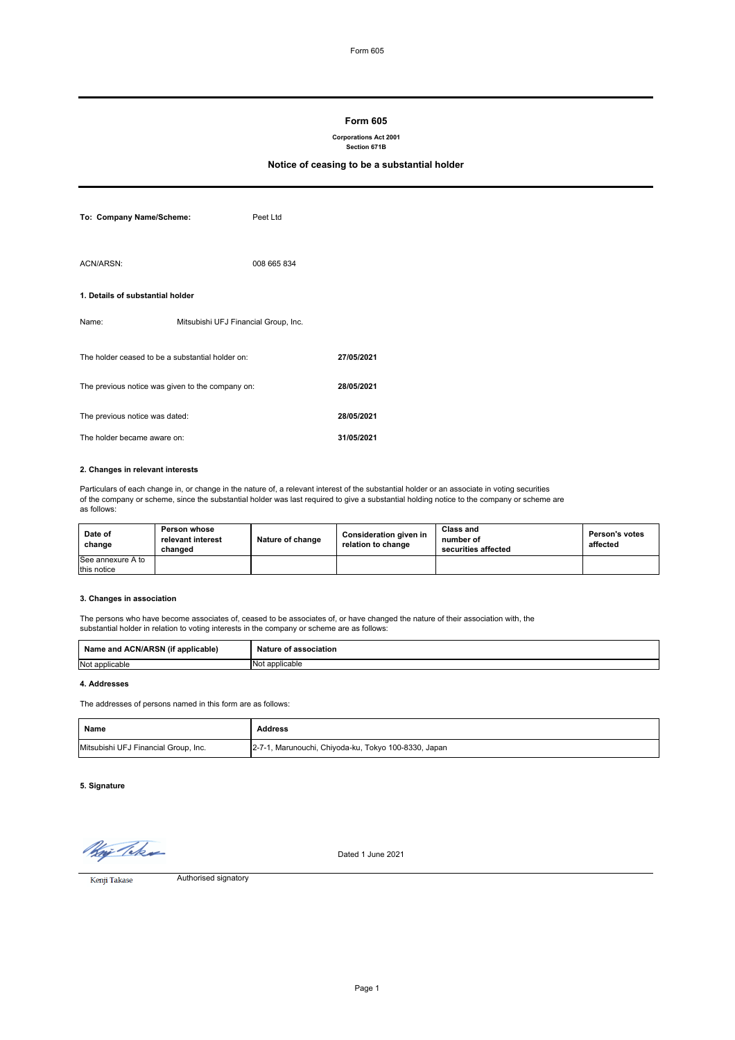# Form 605

**Corporations Act 2001**
**Section 671B**

## Notice of ceasing to be a substantial holder

**To: Company Name/Scheme:** Peet Ltd

ACN/ARSN: 008 665 834

**1. Details of substantial holder**

Name: Mitsubishi UFJ Financial Group, Inc.

The holder ceased to be a substantial holder on: **27/05/2021**

The previous notice was given to the company on: **28/05/2021**

The previous notice was dated: **28/05/2021**

The holder became aware on: **31/05/2021**

**2. Changes in relevant interests**

Particulars of each change in, or change in the nature of, a relevant interest of the substantial holder or an associate in voting securities of the company or scheme, since the substantial holder was last required to give a substantial holding notice to the company or scheme are as follows:

| Date of change | Person whose relevant interest changed | Nature of change | Consideration given in relation to change | Class and number of securities affected | Person's votes affected |
|---|---|---|---|---|---|
| See annexure A to this notice | | | | | |

**3. Changes in association**

The persons who have become associates of, ceased to be associates of, or have changed the nature of their association with, the substantial holder in relation to voting interests in the company or scheme are as follows:

| Name and ACN/ARSN (if applicable) | Nature of association |
|---|---|
| Not applicable | Not applicable |

**4. Addresses**

The addresses of persons named in this form are as follows:

| Name | Address |
|---|---|
| Mitsubishi UFJ Financial Group, Inc. | 2-7-1, Marunouchi, Chiyoda-ku, Tokyo 100-8330, Japan |

**5. Signature**

Dated 1 June 2021

Kenji Takase — Authorised signatory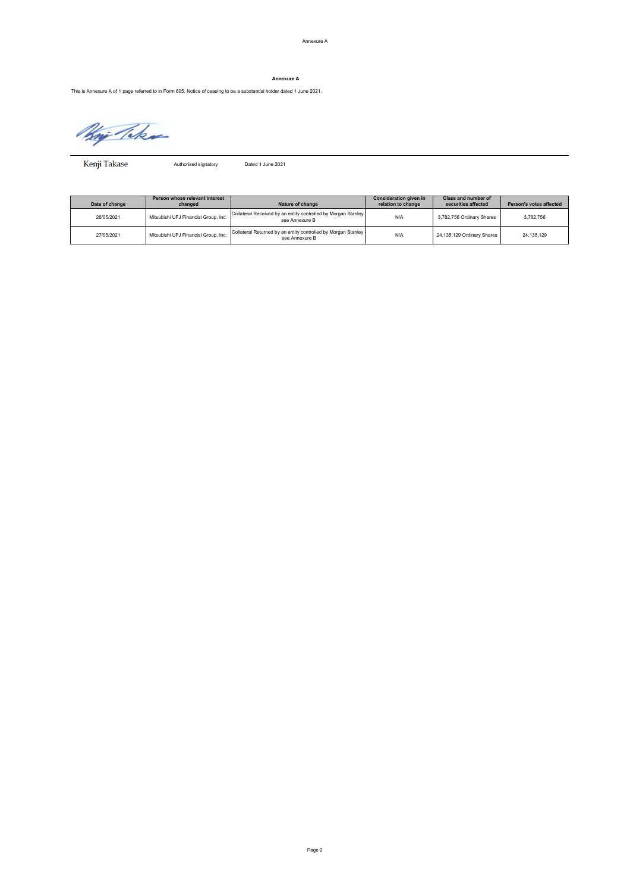## Annexure A

This is Annexure A of 1 page referred to in Form 605, Notice of ceasing to be a substantial holder dated 1 June 2021.

Kenji Takase &nbsp;&nbsp;&nbsp;&nbsp; Authorised signatory &nbsp;&nbsp;&nbsp;&nbsp; Dated 1 June 2021

| Date of change | Person whose relevant interest changed | Nature of change | Consideration given in relation to change | Class and number of securities affected | Person's votes affected |
|---|---|---|---|---|---|
| 26/05/2021 | Mitsubishi UFJ Financial Group, Inc. | Collateral Received by an entity controlled by Morgan Stanley - see Annexure B | N/A | 3,782,756 Ordinary Shares | 3,782,756 |
| 27/05/2021 | Mitsubishi UFJ Financial Group, Inc. | Collateral Returned by an entity controlled by Morgan Stanley - see Annexure B | N/A | 24,135,129 Ordinary Shares | 24,135,129 |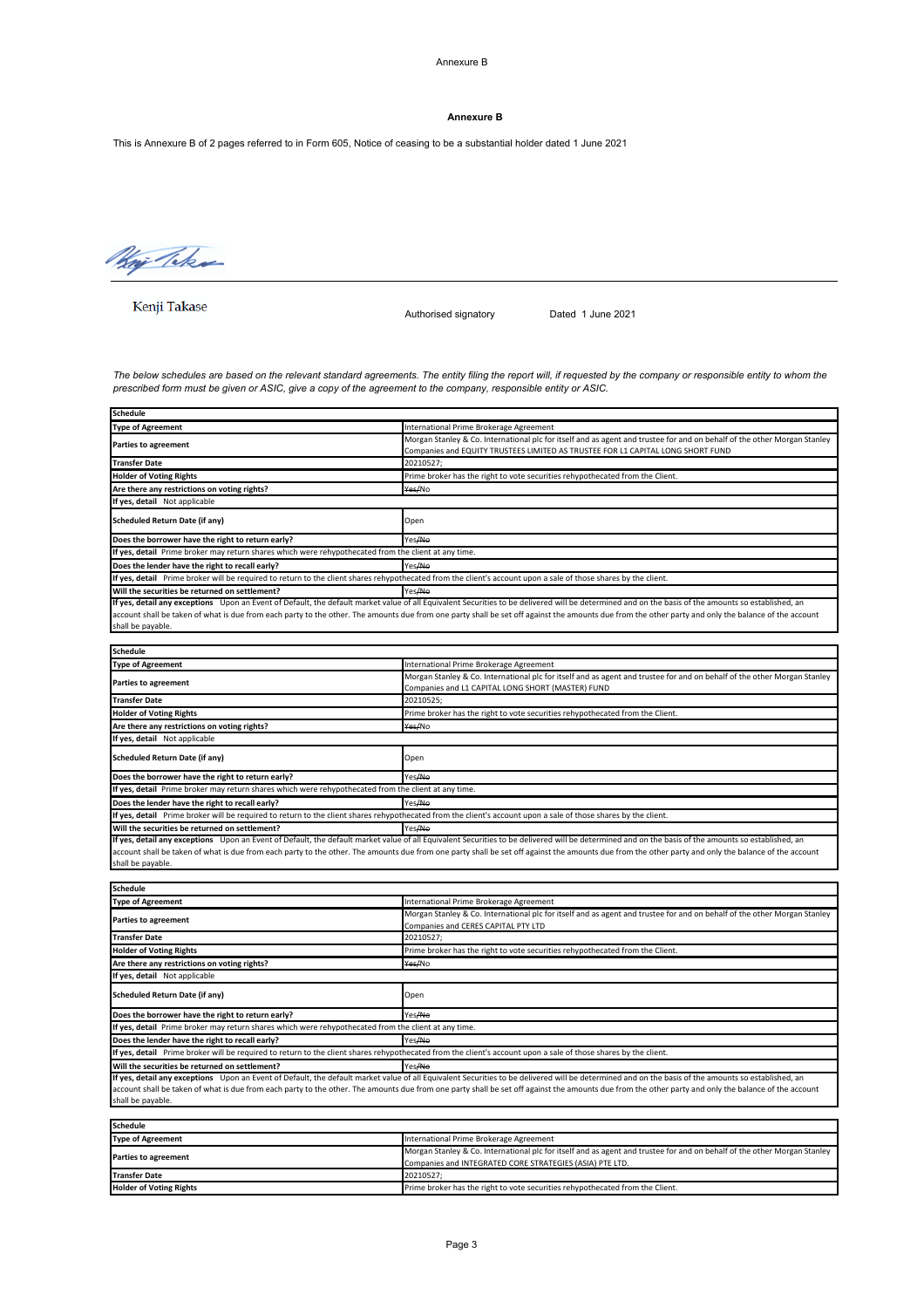## Annexure B

This is Annexure B of 2 pages referred to in Form 605, Notice of ceasing to be a substantial holder dated 1 June 2021

Kenji Takase

Authorised signatory    Dated 1 June 2021

*The below schedules are based on the relevant standard agreements. The entity filing the report will, if requested by the company or responsible entity to whom the prescribed form must be given or ASIC, give a copy of the agreement to the company, responsible entity or ASIC.*

| Schedule | |
|---|---|
| **Type of Agreement** | International Prime Brokerage Agreement |
| **Parties to agreement** | Morgan Stanley & Co. International plc for itself and as agent and trustee for and on behalf of the other Morgan Stanley Companies and EQUITY TRUSTEES LIMITED AS TRUSTEE FOR L1 CAPITAL LONG SHORT FUND |
| **Transfer Date** | 20210527; |
| **Holder of Voting Rights** | Prime broker has the right to vote securities rehypothecated from the Client. |
| **Are there any restrictions on voting rights?** | ~~Yes~~/No |
| **If yes, detail** Not applicable | |
| **Scheduled Return Date (if any)** | Open |
| **Does the borrower have the right to return early?** | Yes/~~No~~ |
| **If yes, detail** Prime broker may return shares which were rehypothecated from the client at any time. | |
| **Does the lender have the right to recall early?** | Yes/~~No~~ |
| **If yes, detail** Prime broker will be required to return to the client shares rehypothecated from the client's account upon a sale of those shares by the client. | |
| **Will the securities be returned on settlement?** | Yes/~~No~~ |
| **If yes, detail any exceptions** Upon an Event of Default, the default market value of all Equivalent Securities to be delivered will be determined and on the basis of the amounts so established, an account shall be taken of what is due from each party to the other. The amounts due from one party shall be set off against the amounts due from the other party and only the balance of the account shall be payable. | |

| Schedule | |
|---|---|
| **Type of Agreement** | International Prime Brokerage Agreement |
| **Parties to agreement** | Morgan Stanley & Co. International plc for itself and as agent and trustee for and on behalf of the other Morgan Stanley Companies and L1 CAPITAL LONG SHORT (MASTER) FUND |
| **Transfer Date** | 20210525; |
| **Holder of Voting Rights** | Prime broker has the right to vote securities rehypothecated from the Client. |
| **Are there any restrictions on voting rights?** | ~~Yes~~/No |
| **If yes, detail** Not applicable | |
| **Scheduled Return Date (if any)** | Open |
| **Does the borrower have the right to return early?** | Yes/~~No~~ |
| **If yes, detail** Prime broker may return shares which were rehypothecated from the client at any time. | |
| **Does the lender have the right to recall early?** | Yes/~~No~~ |
| **If yes, detail** Prime broker will be required to return to the client shares rehypothecated from the client's account upon a sale of those shares by the client. | |
| **Will the securities be returned on settlement?** | Yes/~~No~~ |
| **If yes, detail any exceptions** Upon an Event of Default, the default market value of all Equivalent Securities to be delivered will be determined and on the basis of the amounts so established, an account shall be taken of what is due from each party to the other. The amounts due from one party shall be set off against the amounts due from the other party and only the balance of the account shall be payable. | |

| Schedule | |
|---|---|
| **Type of Agreement** | International Prime Brokerage Agreement |
| **Parties to agreement** | Morgan Stanley & Co. International plc for itself and as agent and trustee for and on behalf of the other Morgan Stanley Companies and CERES CAPITAL PTY LTD |
| **Transfer Date** | 20210527; |
| **Holder of Voting Rights** | Prime broker has the right to vote securities rehypothecated from the Client. |
| **Are there any restrictions on voting rights?** | ~~Yes~~/No |
| **If yes, detail** Not applicable | |
| **Scheduled Return Date (if any)** | Open |
| **Does the borrower have the right to return early?** | Yes/~~No~~ |
| **If yes, detail** Prime broker may return shares which were rehypothecated from the client at any time. | |
| **Does the lender have the right to recall early?** | Yes/~~No~~ |
| **If yes, detail** Prime broker will be required to return to the client shares rehypothecated from the client's account upon a sale of those shares by the client. | |
| **Will the securities be returned on settlement?** | Yes/~~No~~ |
| **If yes, detail any exceptions** Upon an Event of Default, the default market value of all Equivalent Securities to be delivered will be determined and on the basis of the amounts so established, an account shall be taken of what is due from each party to the other. The amounts due from one party shall be set off against the amounts due from the other party and only the balance of the account shall be payable. | |

| Schedule | |
|---|---|
| **Type of Agreement** | International Prime Brokerage Agreement |
| **Parties to agreement** | Morgan Stanley & Co. International plc for itself and as agent and trustee for and on behalf of the other Morgan Stanley Companies and INTEGRATED CORE STRATEGIES (ASIA) PTE LTD. |
| **Transfer Date** | 20210527; |
| **Holder of Voting Rights** | Prime broker has the right to vote securities rehypothecated from the Client. |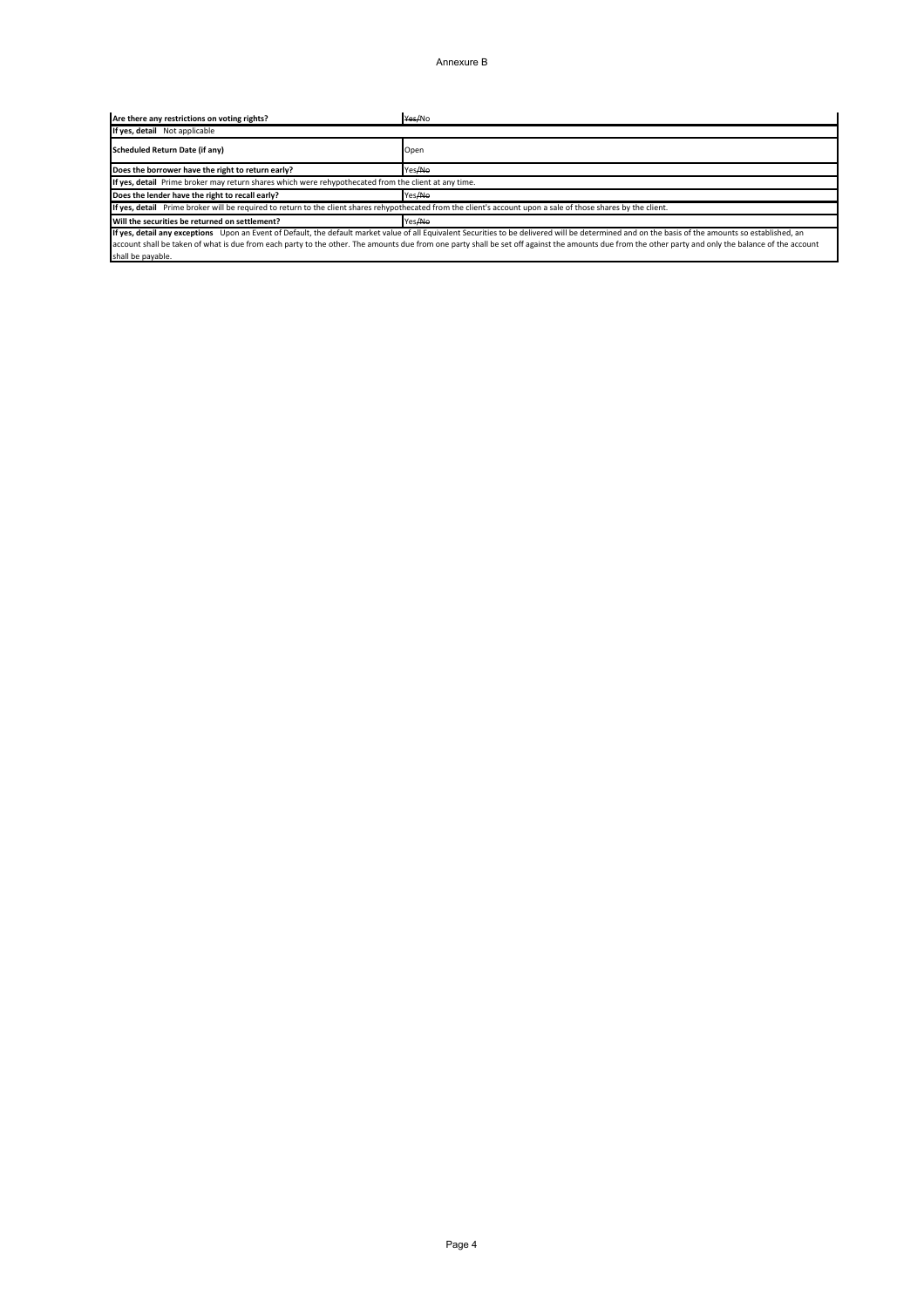| | |
|---|---|
| **Are there any restrictions on voting rights?** | ~~Yes~~/No |
| **If yes, detail** Not applicable | |
| **Scheduled Return Date (if any)** | Open |
| **Does the borrower have the right to return early?** | Yes/~~No~~ |
| **If yes, detail** Prime broker may return shares which were rehypothecated from the client at any time. | |
| **Does the lender have the right to recall early?** | Yes/~~No~~ |
| **If yes, detail** Prime broker will be required to return to the client shares rehypothecated from the client's account upon a sale of those shares by the client. | |
| **Will the securities be returned on settlement?** | Yes/~~No~~ |
| **If yes, detail any exceptions** Upon an Event of Default, the default market value of all Equivalent Securities to be delivered will be determined and on the basis of the amounts so established, an account shall be taken of what is due from each party to the other. The amounts due from one party shall be set off against the amounts due from the other party and only the balance of the account shall be payable. | |